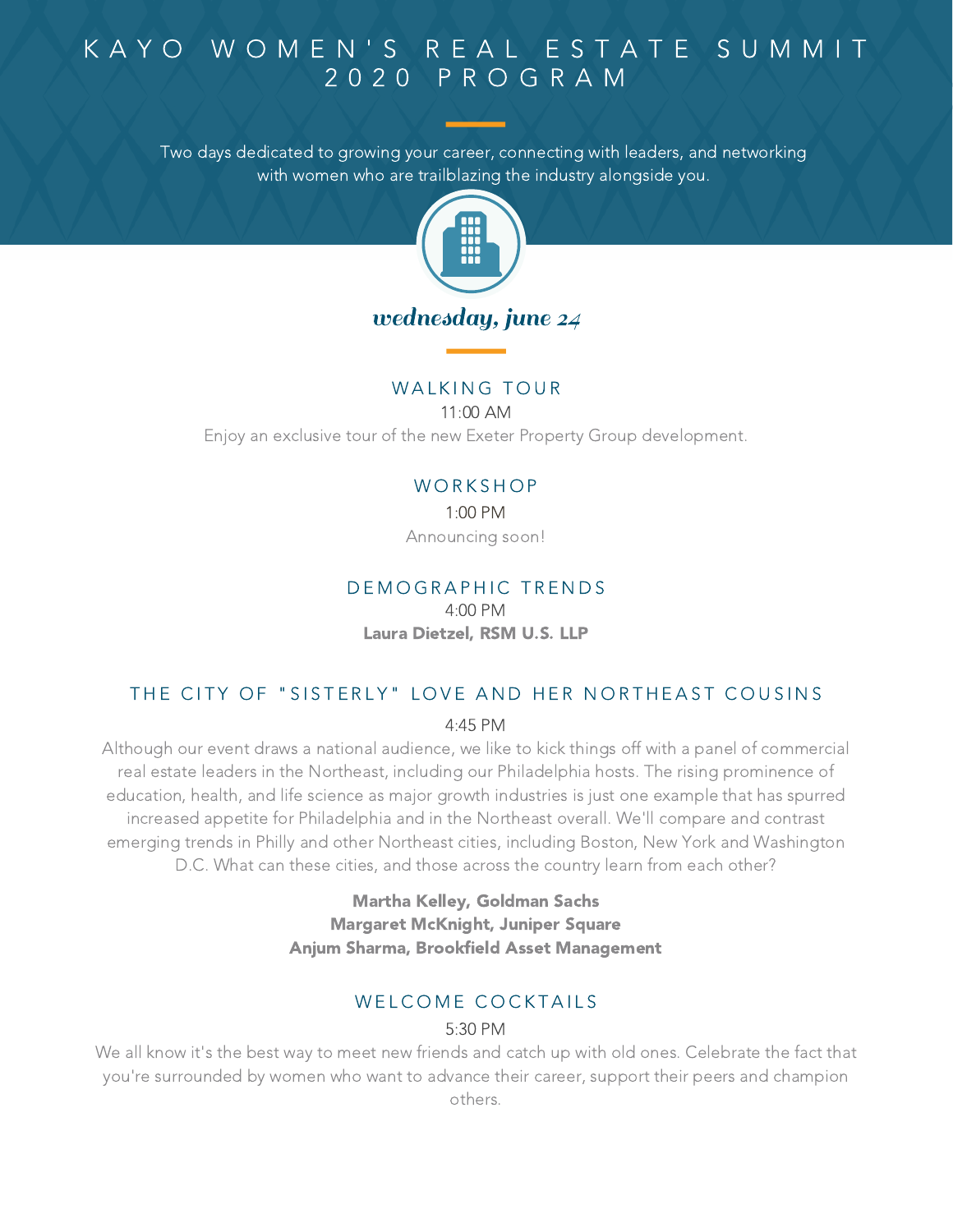# KAYO WOMEN'S REAL ESTATE SUMMIT 2020 PROGRAM

Two days dedicated to growing your career, connecting with leaders, and networking with women who are trailblazing the industry alongside you.

## *wednesday, june 24*

### WALKING TOUR

11:00 AM

Enjoy an exclusive tour of the new Exeter Property Group development.

### WORKSHOP

1:00 PM

Announcing soon!

### DEMOGRAPHIC TRENDS

4:00 PM

**Laura Dietzel, RSM U.S. LLP**

### THE CITY OF "SISTERLY" LOVE AND HER NORTHEAST COUSINS

4:45 PM

Although our event draws a national audience, we like to kick things off with a panel of commercial real estate leaders in the Northeast, including our Philadelphia hosts. The rising prominence of education, health, and life science as major growth industries is just one example that has spurred increased appetite for Philadelphia and in the Northeast overall. We'll compare and contrast emerging trends in Philly and other Northeast cities, including Boston, New York and Washington D.C. What can these cities, and those across the country learn from each other?

**Martha Kelley, Goldman Sachs**
**Margaret McKnight, Juniper Square**
**Anjum Sharma, Brookfield Asset Management**

### WELCOME COCKTAILS

5:30 PM

We all know it's the best way to meet new friends and catch up with old ones. Celebrate the fact that you're surrounded by women who want to advance their career, support their peers and champion others.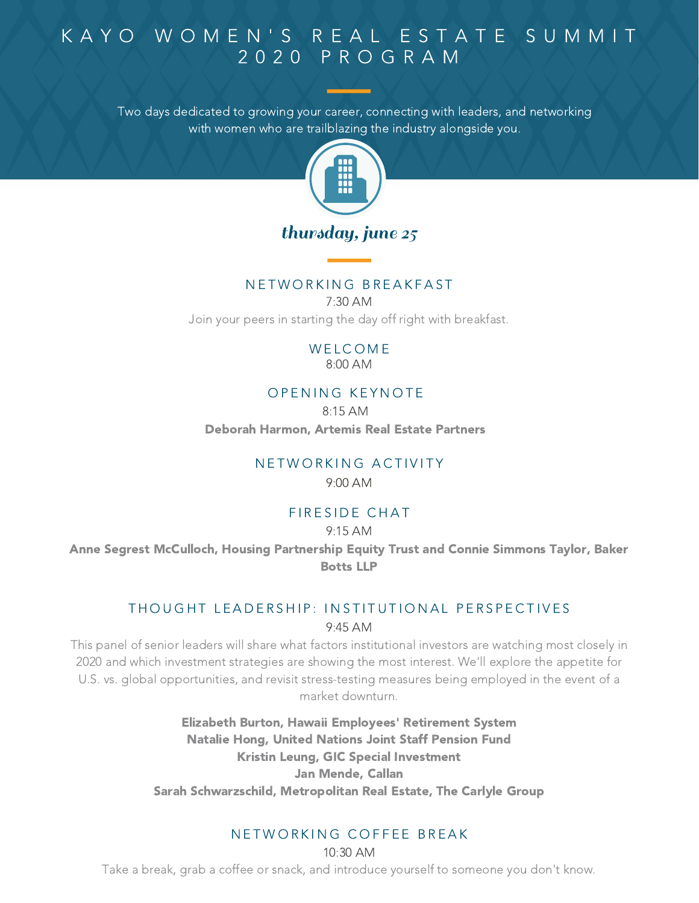# KAYO WOMEN'S REAL ESTATE SUMMIT 2020 PROGRAM

Two days dedicated to growing your career, connecting with leaders, and networking with women who are trailblazing the industry alongside you.

## *thursday, june 25*

### NETWORKING BREAKFAST

7:30 AM

Join your peers in starting the day off right with breakfast.

### WELCOME

8:00 AM

### OPENING KEYNOTE

8:15 AM

**Deborah Harmon, Artemis Real Estate Partners**

### NETWORKING ACTIVITY

9:00 AM

### FIRESIDE CHAT

9:15 AM

**Anne Segrest McCulloch, Housing Partnership Equity Trust and Connie Simmons Taylor, Baker Botts LLP**

### THOUGHT LEADERSHIP: INSTITUTIONAL PERSPECTIVES

9:45 AM

This panel of senior leaders will share what factors institutional investors are watching most closely in 2020 and which investment strategies are showing the most interest. We'll explore the appetite for U.S. vs. global opportunities, and revisit stress-testing measures being employed in the event of a market downturn.

**Elizabeth Burton, Hawaii Employees' Retirement System**
**Natalie Hong, United Nations Joint Staff Pension Fund**
**Kristin Leung, GIC Special Investment**
**Jan Mende, Callan**
**Sarah Schwarzschild, Metropolitan Real Estate, The Carlyle Group**

### NETWORKING COFFEE BREAK

10:30 AM

Take a break, grab a coffee or snack, and introduce yourself to someone you don't know.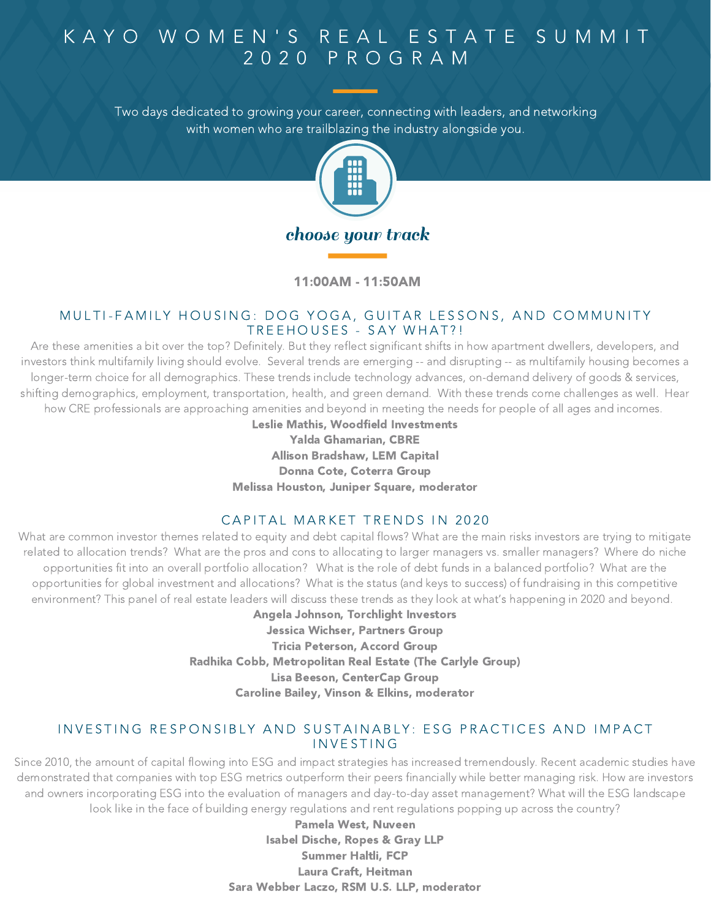# KAYO WOMEN'S REAL ESTATE SUMMIT 2020 PROGRAM

Two days dedicated to growing your career, connecting with leaders, and networking with women who are trailblazing the industry alongside you.

*choose your track*

**11:00AM - 11:50AM**

## MULTI-FAMILY HOUSING: DOG YOGA, GUITAR LESSONS, AND COMMUNITY TREEHOUSES - SAY WHAT?!

Are these amenities a bit over the top? Definitely. But they reflect significant shifts in how apartment dwellers, developers, and investors think multifamily living should evolve. Several trends are emerging -- and disrupting -- as multifamily housing becomes a longer-term choice for all demographics. These trends include technology advances, on-demand delivery of goods & services, shifting demographics, employment, transportation, health, and green demand. With these trends come challenges as well. Hear how CRE professionals are approaching amenities and beyond in meeting the needs for people of all ages and incomes.

**Leslie Mathis, Woodfield Investments**
**Yalda Ghamarian, CBRE**
**Allison Bradshaw, LEM Capital**
**Donna Cote, Coterra Group**
**Melissa Houston, Juniper Square, moderator**

## CAPITAL MARKET TRENDS IN 2020

What are common investor themes related to equity and debt capital flows? What are the main risks investors are trying to mitigate related to allocation trends? What are the pros and cons to allocating to larger managers vs. smaller managers? Where do niche opportunities fit into an overall portfolio allocation? What is the role of debt funds in a balanced portfolio? What are the opportunities for global investment and allocations? What is the status (and keys to success) of fundraising in this competitive environment? This panel of real estate leaders will discuss these trends as they look at what's happening in 2020 and beyond.

**Angela Johnson, Torchlight Investors**
**Jessica Wichser, Partners Group**
**Tricia Peterson, Accord Group**
**Radhika Cobb, Metropolitan Real Estate (The Carlyle Group)**
**Lisa Beeson, CenterCap Group**
**Caroline Bailey, Vinson & Elkins, moderator**

## INVESTING RESPONSIBLY AND SUSTAINABLY: ESG PRACTICES AND IMPACT INVESTING

Since 2010, the amount of capital flowing into ESG and impact strategies has increased tremendously. Recent academic studies have demonstrated that companies with top ESG metrics outperform their peers financially while better managing risk. How are investors and owners incorporating ESG into the evaluation of managers and day-to-day asset management? What will the ESG landscape look like in the face of building energy regulations and rent regulations popping up across the country?

**Pamela West, Nuveen**
**Isabel Dische, Ropes & Gray LLP**
**Summer Haltli, FCP**
**Laura Craft, Heitman**
**Sara Webber Laczo, RSM U.S. LLP, moderator**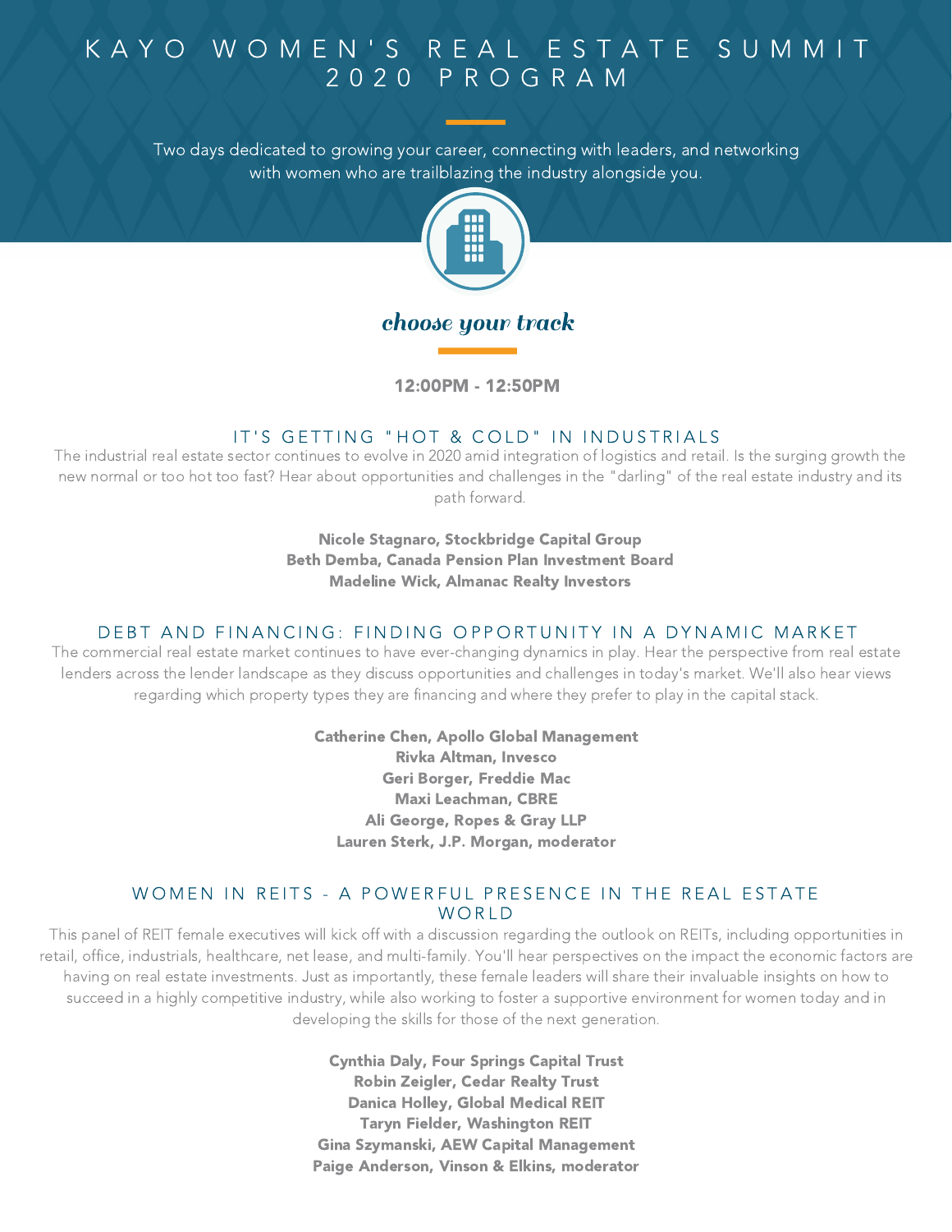# KAYO WOMEN'S REAL ESTATE SUMMIT 2020 PROGRAM

Two days dedicated to growing your career, connecting with leaders, and networking with women who are trailblazing the industry alongside you.

*choose your track*

**12:00PM - 12:50PM**

## IT'S GETTING "HOT & COLD" IN INDUSTRIALS

The industrial real estate sector continues to evolve in 2020 amid integration of logistics and retail. Is the surging growth the new normal or too hot too fast? Hear about opportunities and challenges in the "darling" of the real estate industry and its path forward.

**Nicole Stagnaro, Stockbridge Capital Group**
**Beth Demba, Canada Pension Plan Investment Board**
**Madeline Wick, Almanac Realty Investors**

## DEBT AND FINANCING: FINDING OPPORTUNITY IN A DYNAMIC MARKET

The commercial real estate market continues to have ever-changing dynamics in play. Hear the perspective from real estate lenders across the lender landscape as they discuss opportunities and challenges in today's market. We'll also hear views regarding which property types they are financing and where they prefer to play in the capital stack.

**Catherine Chen, Apollo Global Management**
**Rivka Altman, Invesco**
**Geri Borger, Freddie Mac**
**Maxi Leachman, CBRE**
**Ali George, Ropes & Gray LLP**
**Lauren Sterk, J.P. Morgan, moderator**

## WOMEN IN REITS - A POWERFUL PRESENCE IN THE REAL ESTATE WORLD

This panel of REIT female executives will kick off with a discussion regarding the outlook on REITs, including opportunities in retail, office, industrials, healthcare, net lease, and multi-family. You'll hear perspectives on the impact the economic factors are having on real estate investments. Just as importantly, these female leaders will share their invaluable insights on how to succeed in a highly competitive industry, while also working to foster a supportive environment for women today and in developing the skills for those of the next generation.

**Cynthia Daly, Four Springs Capital Trust**
**Robin Zeigler, Cedar Realty Trust**
**Danica Holley, Global Medical REIT**
**Taryn Fielder, Washington REIT**
**Gina Szymanski, AEW Capital Management**
**Paige Anderson, Vinson & Elkins, moderator**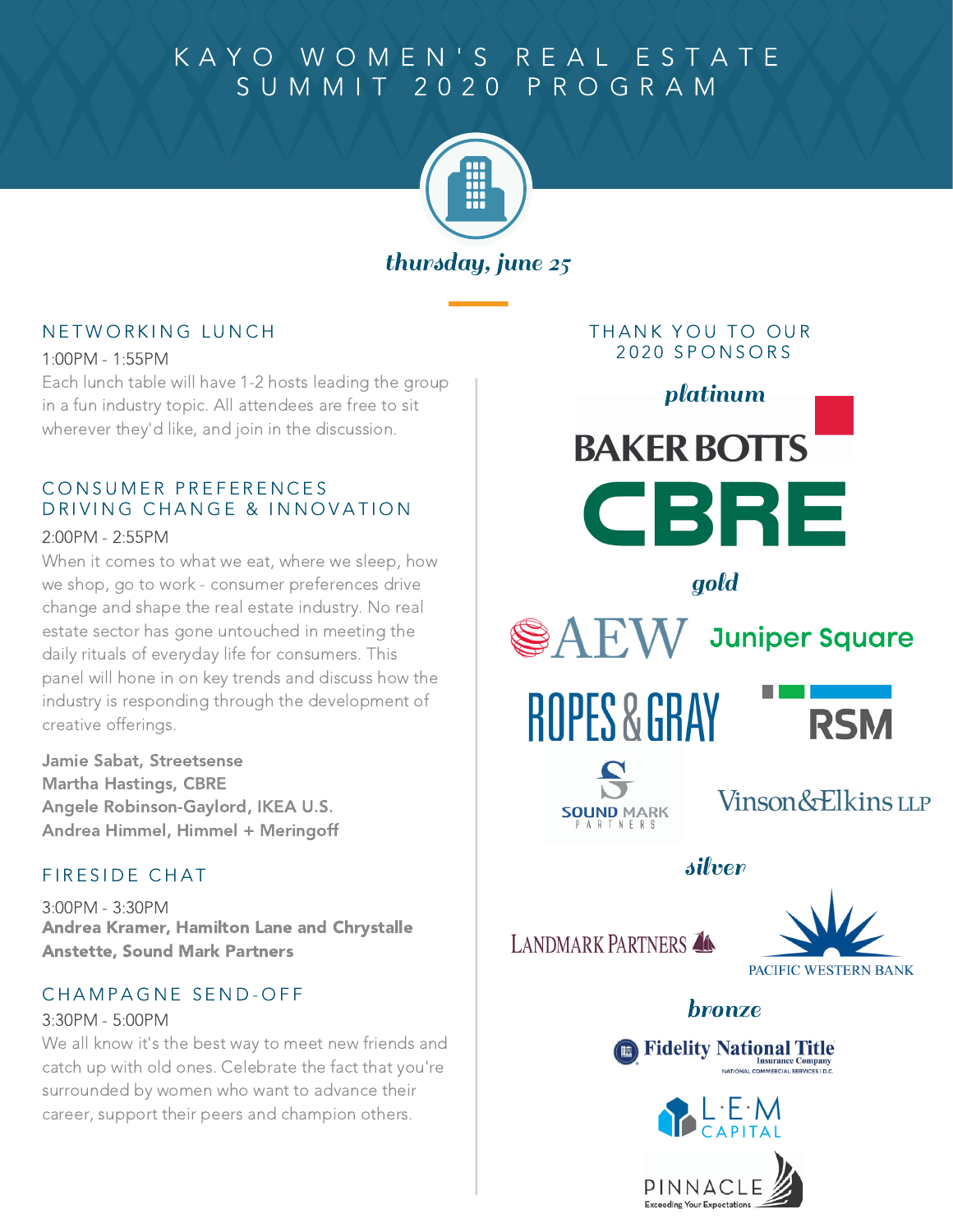# KAYO WOMEN'S REAL ESTATE SUMMIT 2020 PROGRAM

*thursday, june 25*

## NETWORKING LUNCH

1:00PM - 1:55PM

Each lunch table will have 1-2 hosts leading the group in a fun industry topic. All attendees are free to sit wherever they'd like, and join in the discussion.

## CONSUMER PREFERENCES DRIVING CHANGE & INNOVATION

2:00PM - 2:55PM

When it comes to what we eat, where we sleep, how we shop, go to work - consumer preferences drive change and shape the real estate industry. No real estate sector has gone untouched in meeting the daily rituals of everyday life for consumers. This panel will hone in on key trends and discuss how the industry is responding through the development of creative offerings.

**Jamie Sabat, Streetsense**
**Martha Hastings, CBRE**
**Angele Robinson-Gaylord, IKEA U.S.**
**Andrea Himmel, Himmel + Meringoff**

## FIRESIDE CHAT

3:00PM - 3:30PM

**Andrea Kramer, Hamilton Lane and Chrystalle Anstette, Sound Mark Partners**

## CHAMPAGNE SEND-OFF

3:30PM - 5:00PM

We all know it's the best way to meet new friends and catch up with old ones. Celebrate the fact that you're surrounded by women who want to advance their career, support their peers and champion others.

## THANK YOU TO OUR 2020 SPONSORS

*platinum*

BAKER BOTTS

CBRE

*gold*

AEW

Juniper Square

ROPES & GRAY

RSM

SOUND MARK PARTNERS

Vinson&Elkins LLP

*silver*

LANDMARK PARTNERS

PACIFIC WESTERN BANK

*bronze*

Fidelity National Title Insurance Company NATIONAL COMMERCIAL SERVICES | D.C.

L·E·M CAPITAL

PINNACLE Exceeding Your Expectations